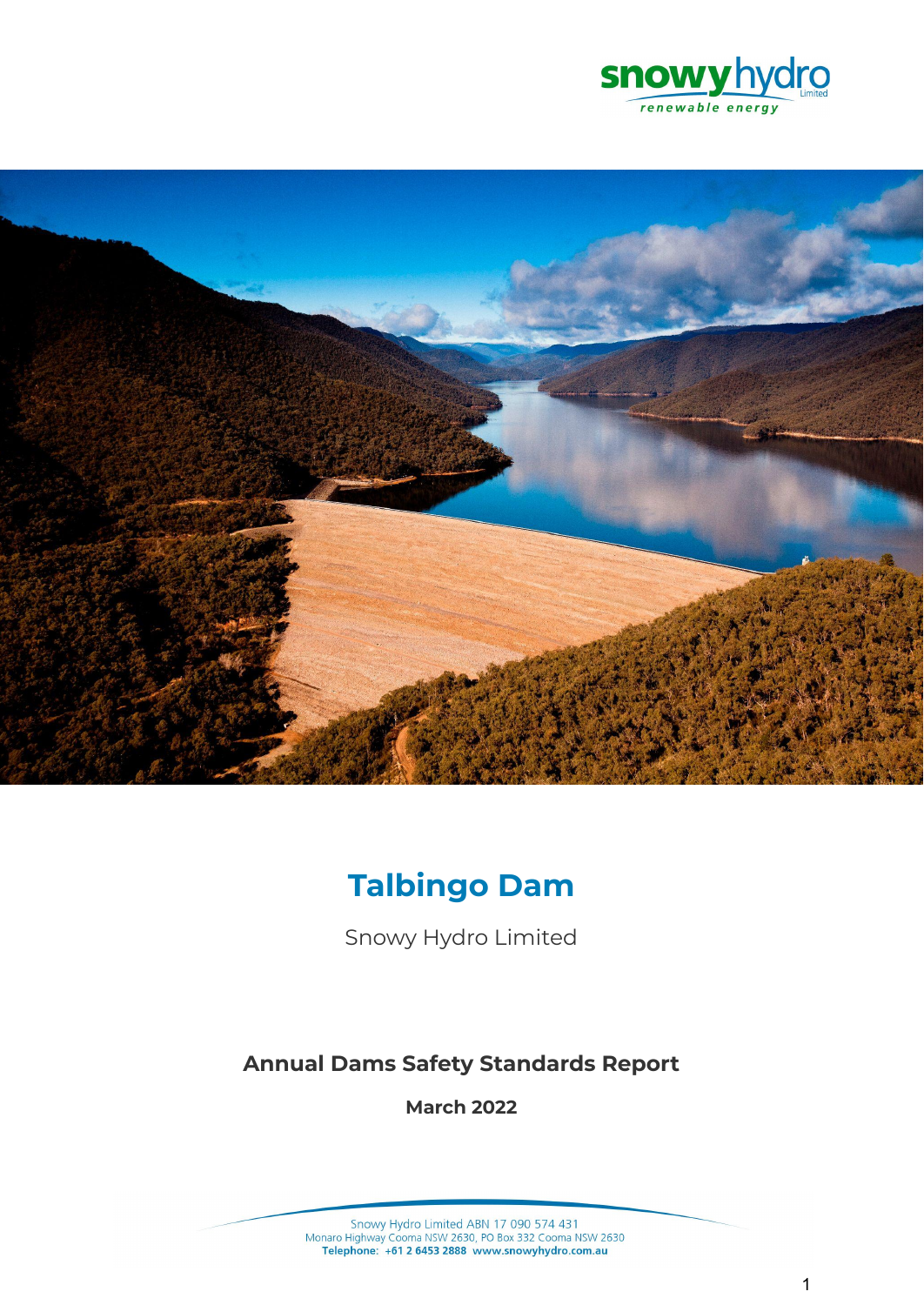snowyhydro Limited
*renewable energy*

# Talbingo Dam

Snowy Hydro Limited

## Annual Dams Safety Standards Report

**March 2022**

Snowy Hydro Limited ABN 17 090 574 431
Monaro Highway Cooma NSW 2630, PO Box 332 Cooma NSW 2630
**Telephone: +61 2 6453 2888 www.snowyhydro.com.au**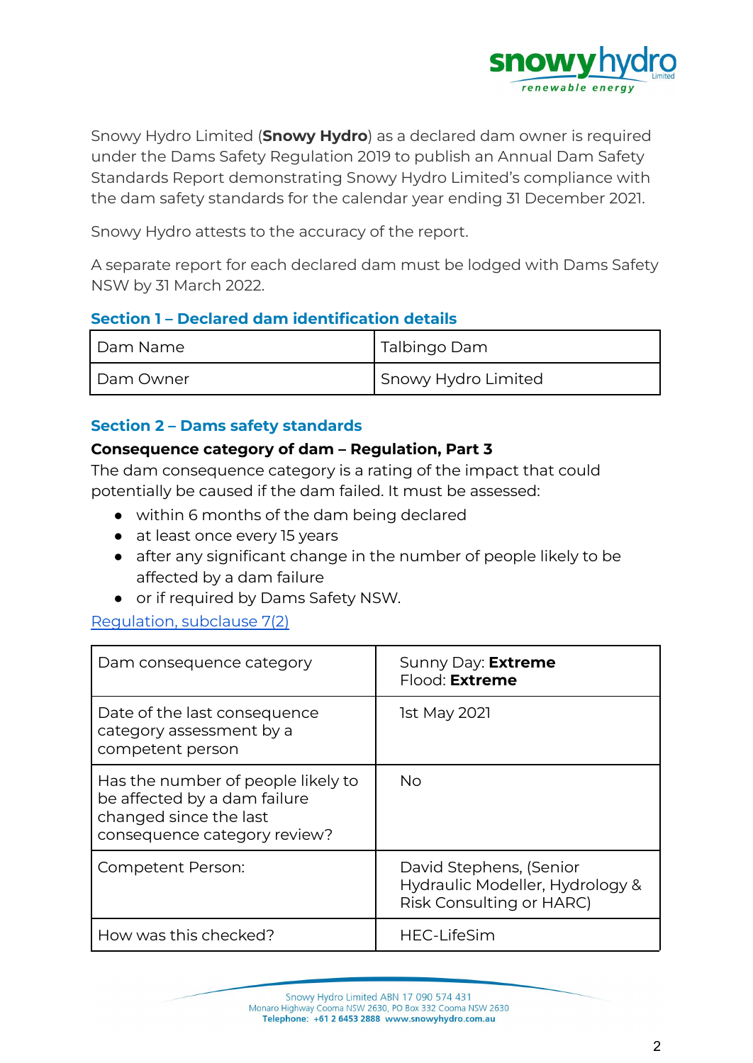Snowy Hydro Limited (**Snowy Hydro**) as a declared dam owner is required under the Dams Safety Regulation 2019 to publish an Annual Dam Safety Standards Report demonstrating Snowy Hydro Limited's compliance with the dam safety standards for the calendar year ending 31 December 2021.

Snowy Hydro attests to the accuracy of the report.

A separate report for each declared dam must be lodged with Dams Safety NSW by 31 March 2022.

## Section 1 – Declared dam identification details

| Dam Name | Talbingo Dam |
|---|---|
| Dam Owner | Snowy Hydro Limited |

## Section 2 – Dams safety standards

**Consequence category of dam – Regulation, Part 3**

The dam consequence category is a rating of the impact that could potentially be caused if the dam failed. It must be assessed:

- within 6 months of the dam being declared
- at least once every 15 years
- after any significant change in the number of people likely to be affected by a dam failure
- or if required by Dams Safety NSW.

Regulation, subclause 7(2)

| Dam consequence category | Sunny Day: **Extreme**<br>Flood: **Extreme** |
|---|---|
| Date of the last consequence category assessment by a competent person | 1st May 2021 |
| Has the number of people likely to be affected by a dam failure changed since the last consequence category review? | No |
| Competent Person: | David Stephens, (Senior Hydraulic Modeller, Hydrology & Risk Consulting or HARC) |
| How was this checked? | HEC-LifeSim |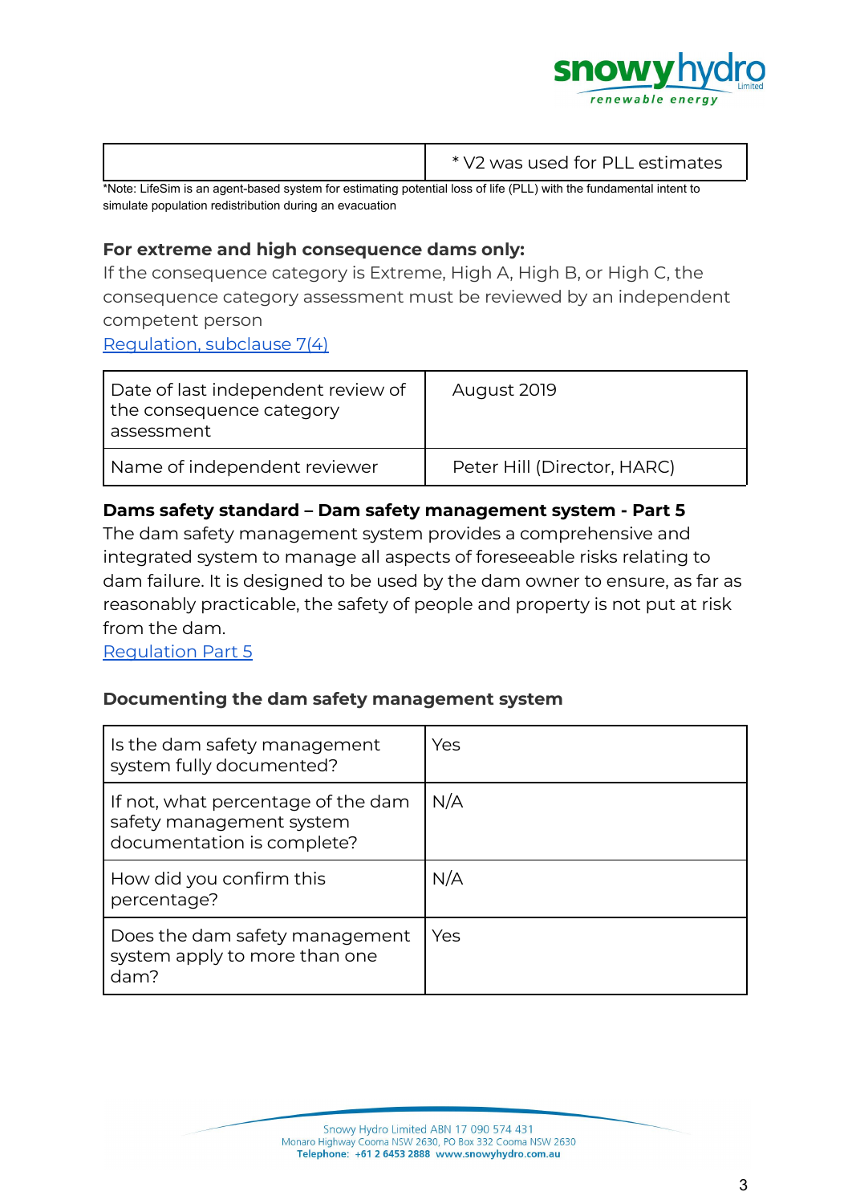|  | * V2 was used for PLL estimates |
| --- | --- |

*Note: LifeSim is an agent-based system for estimating potential loss of life (PLL) with the fundamental intent to simulate population redistribution during an evacuation

**For extreme and high consequence dams only:**

If the consequence category is Extreme, High A, High B, or High C, the consequence category assessment must be reviewed by an independent competent person

Regulation, subclause 7(4)

| Date of last independent review of the consequence category assessment | August 2019 |
| --- | --- |
| Name of independent reviewer | Peter Hill (Director, HARC) |

**Dams safety standard – Dam safety management system - Part 5**

The dam safety management system provides a comprehensive and integrated system to manage all aspects of foreseeable risks relating to dam failure. It is designed to be used by the dam owner to ensure, as far as reasonably practicable, the safety of people and property is not put at risk from the dam.

Regulation Part 5

**Documenting the dam safety management system**

| Is the dam safety management system fully documented? | Yes |
| --- | --- |
| If not, what percentage of the dam safety management system documentation is complete? | N/A |
| How did you confirm this percentage? | N/A |
| Does the dam safety management system apply to more than one dam? | Yes |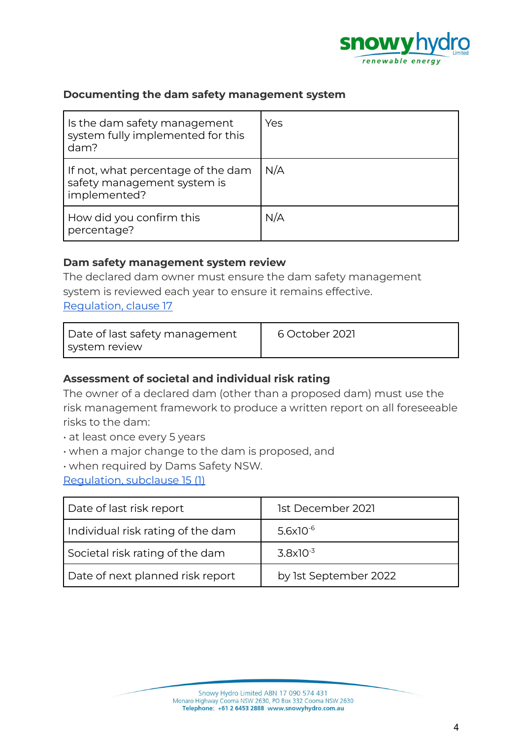### Documenting the dam safety management system

| Is the dam safety management system fully implemented for this dam? | Yes |
|---|---|
| If not, what percentage of the dam safety management system is implemented? | N/A |
| How did you confirm this percentage? | N/A |

### Dam safety management system review

The declared dam owner must ensure the dam safety management system is reviewed each year to ensure it remains effective.
[Regulation, clause 17]

| Date of last safety management system review | 6 October 2021 |
|---|---|

### Assessment of societal and individual risk rating

The owner of a declared dam (other than a proposed dam) must use the risk management framework to produce a written report on all foreseeable risks to the dam:

- at least once every 5 years
- when a major change to the dam is proposed, and
- when required by Dams Safety NSW.

[Regulation, subclause 15 (1)]

| Date of last risk report | 1st December 2021 |
|---|---|
| Individual risk rating of the dam | $5.6 \times 10^{-6}$ |
| Societal risk rating of the dam | $3.8 \times 10^{-3}$ |
| Date of next planned risk report | by 1st September 2022 |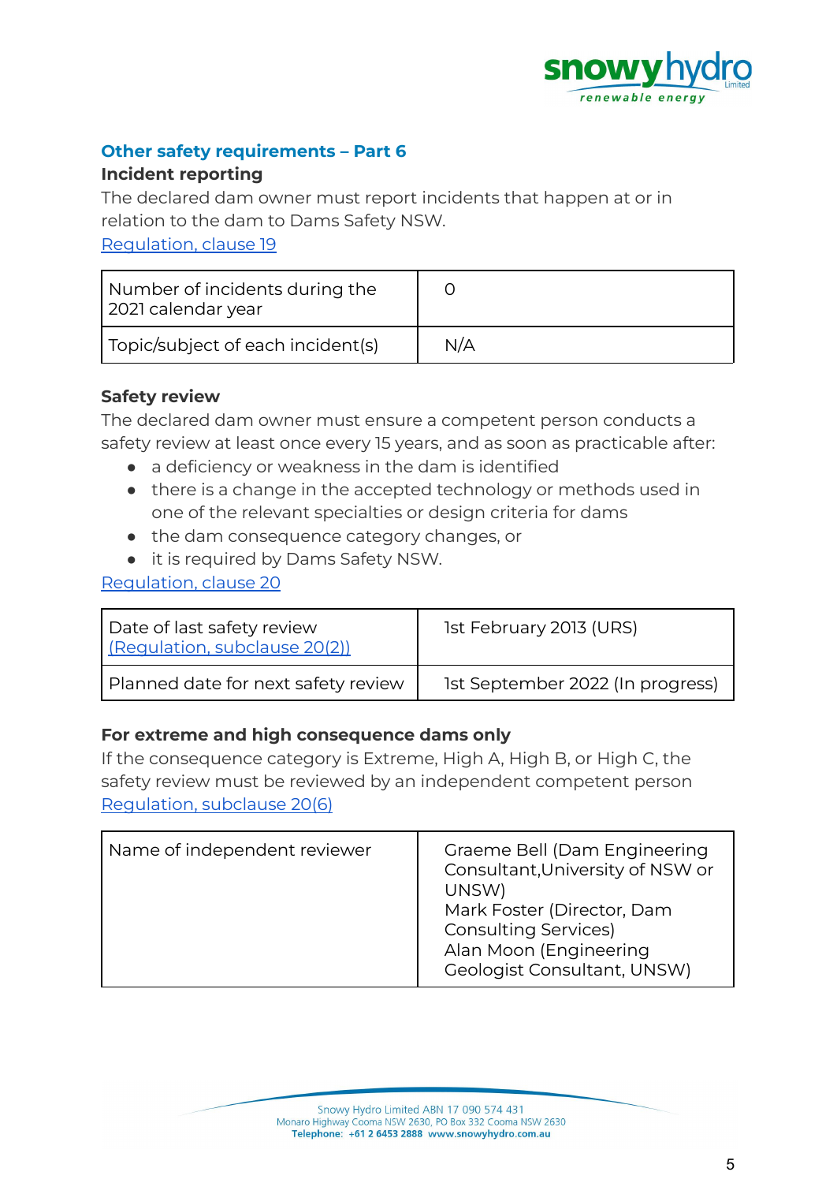## Other safety requirements – Part 6

### Incident reporting

The declared dam owner must report incidents that happen at or in relation to the dam to Dams Safety NSW.

[Regulation, clause 19](#)

| Number of incidents during the 2021 calendar year | 0 |
|---|---|
| Topic/subject of each incident(s) | N/A |

### Safety review

The declared dam owner must ensure a competent person conducts a safety review at least once every 15 years, and as soon as practicable after:

- a deficiency or weakness in the dam is identified
- there is a change in the accepted technology or methods used in one of the relevant specialties or design criteria for dams
- the dam consequence category changes, or
- it is required by Dams Safety NSW.

[Regulation, clause 20](#)

| Date of last safety review [(Regulation, subclause 20(2))](#) | 1st February 2013 (URS) |
|---|---|
| Planned date for next safety review | 1st September 2022 (In progress) |

### For extreme and high consequence dams only

If the consequence category is Extreme, High A, High B, or High C, the safety review must be reviewed by an independent competent person

[Regulation, subclause 20(6)](#)

| Name of independent reviewer | Graeme Bell (Dam Engineering Consultant,University of NSW or UNSW)<br>Mark Foster (Director, Dam Consulting Services)<br>Alan Moon (Engineering Geologist Consultant, UNSW) |
|---|---|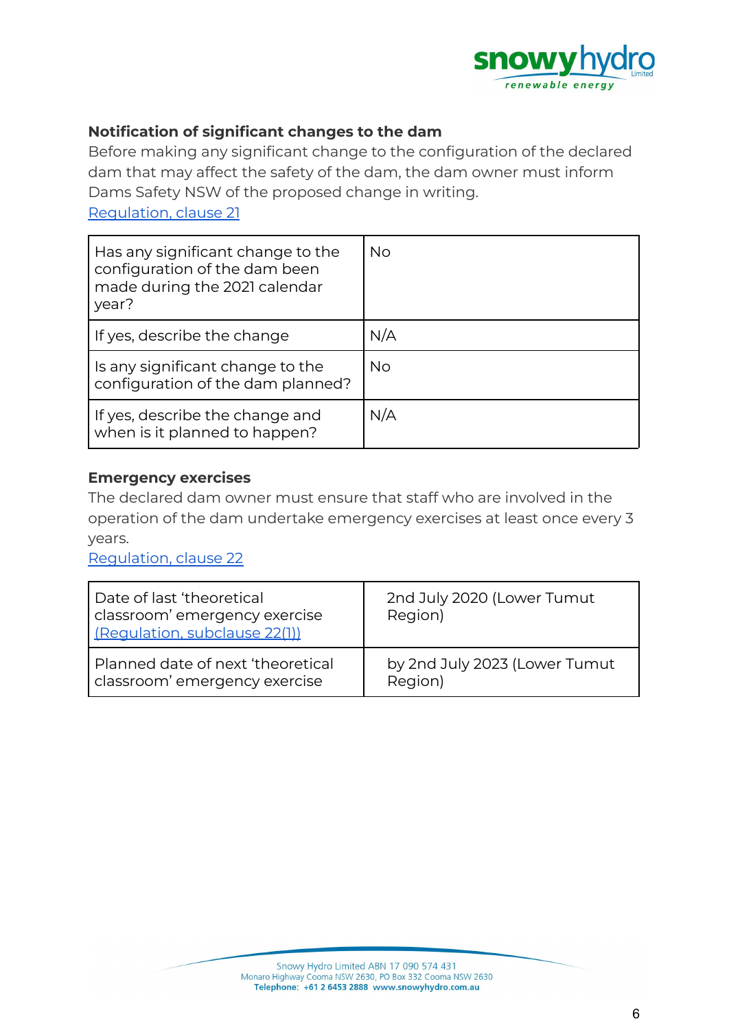## Notification of significant changes to the dam

Before making any significant change to the configuration of the declared dam that may affect the safety of the dam, the dam owner must inform Dams Safety NSW of the proposed change in writing.

Regulation, clause 21

| Has any significant change to the configuration of the dam been made during the 2021 calendar year? | No |
|---|---|
| If yes, describe the change | N/A |
| Is any significant change to the configuration of the dam planned? | No |
| If yes, describe the change and when is it planned to happen? | N/A |

## Emergency exercises

The declared dam owner must ensure that staff who are involved in the operation of the dam undertake emergency exercises at least once every 3 years.

Regulation, clause 22

| Date of last 'theoretical classroom' emergency exercise (Regulation, subclause 22(1)) | 2nd July 2020 (Lower Tumut Region) |
|---|---|
| Planned date of next 'theoretical classroom' emergency exercise | by 2nd July 2023 (Lower Tumut Region) |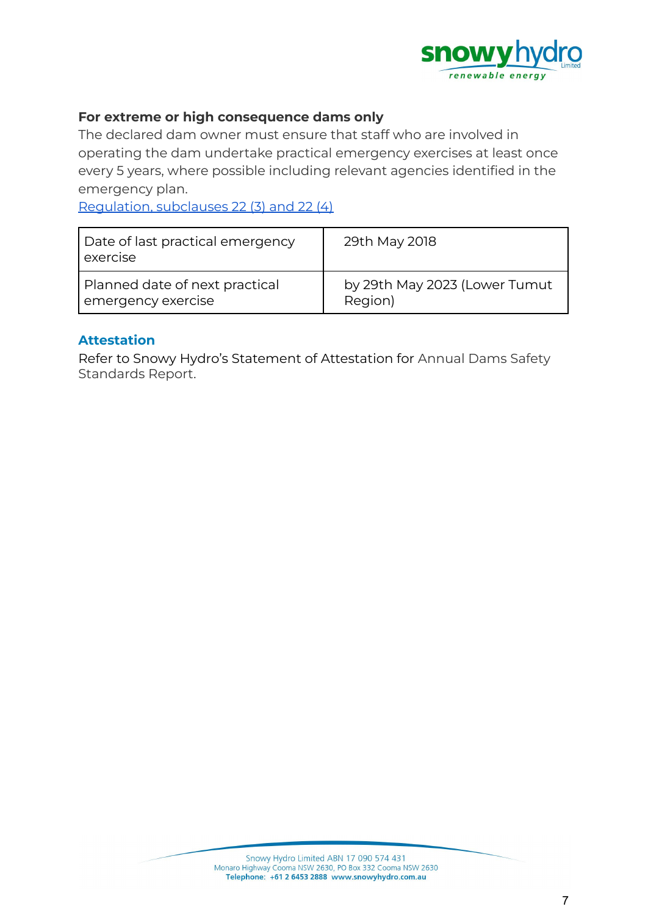**For extreme or high consequence dams only**

The declared dam owner must ensure that staff who are involved in operating the dam undertake practical emergency exercises at least once every 5 years, where possible including relevant agencies identified in the emergency plan.

Regulation, subclauses 22 (3) and 22 (4)

| | |
|---|---|
| Date of last practical emergency exercise | 29th May 2018 |
| Planned date of next practical emergency exercise | by 29th May 2023 (Lower Tumut Region) |

## Attestation

Refer to Snowy Hydro's Statement of Attestation for Annual Dams Safety Standards Report.